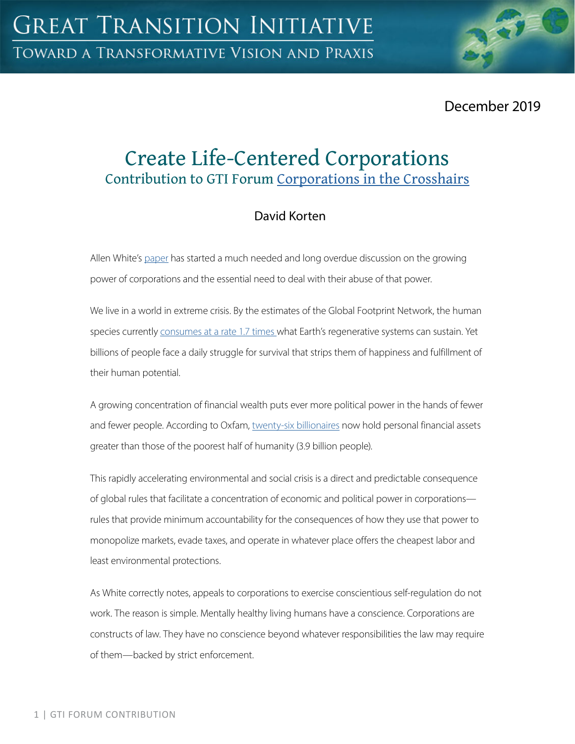GREAT TRANSITION INITIATIVE

TOWARD A TRANSFORMATIVE VISION AND PRAXIS

December 2019

# Create Life-Centered Corporations

## Contribution to GTI Forum Corporations in the Crosshairs

David Korten

Allen White's paper has started a much needed and long overdue discussion on the growing power of corporations and the essential need to deal with their abuse of that power.

We live in a world in extreme crisis. By the estimates of the Global Footprint Network, the human species currently consumes at a rate 1.7 times what Earth's regenerative systems can sustain. Yet billions of people face a daily struggle for survival that strips them of happiness and fulfillment of their human potential.

A growing concentration of financial wealth puts ever more political power in the hands of fewer and fewer people. According to Oxfam, twenty-six billionaires now hold personal financial assets greater than those of the poorest half of humanity (3.9 billion people).

This rapidly accelerating environmental and social crisis is a direct and predictable consequence of global rules that facilitate a concentration of economic and political power in corporations—rules that provide minimum accountability for the consequences of how they use that power to monopolize markets, evade taxes, and operate in whatever place offers the cheapest labor and least environmental protections.

As White correctly notes, appeals to corporations to exercise conscientious self-regulation do not work. The reason is simple. Mentally healthy living humans have a conscience. Corporations are constructs of law. They have no conscience beyond whatever responsibilities the law may require of them—backed by strict enforcement.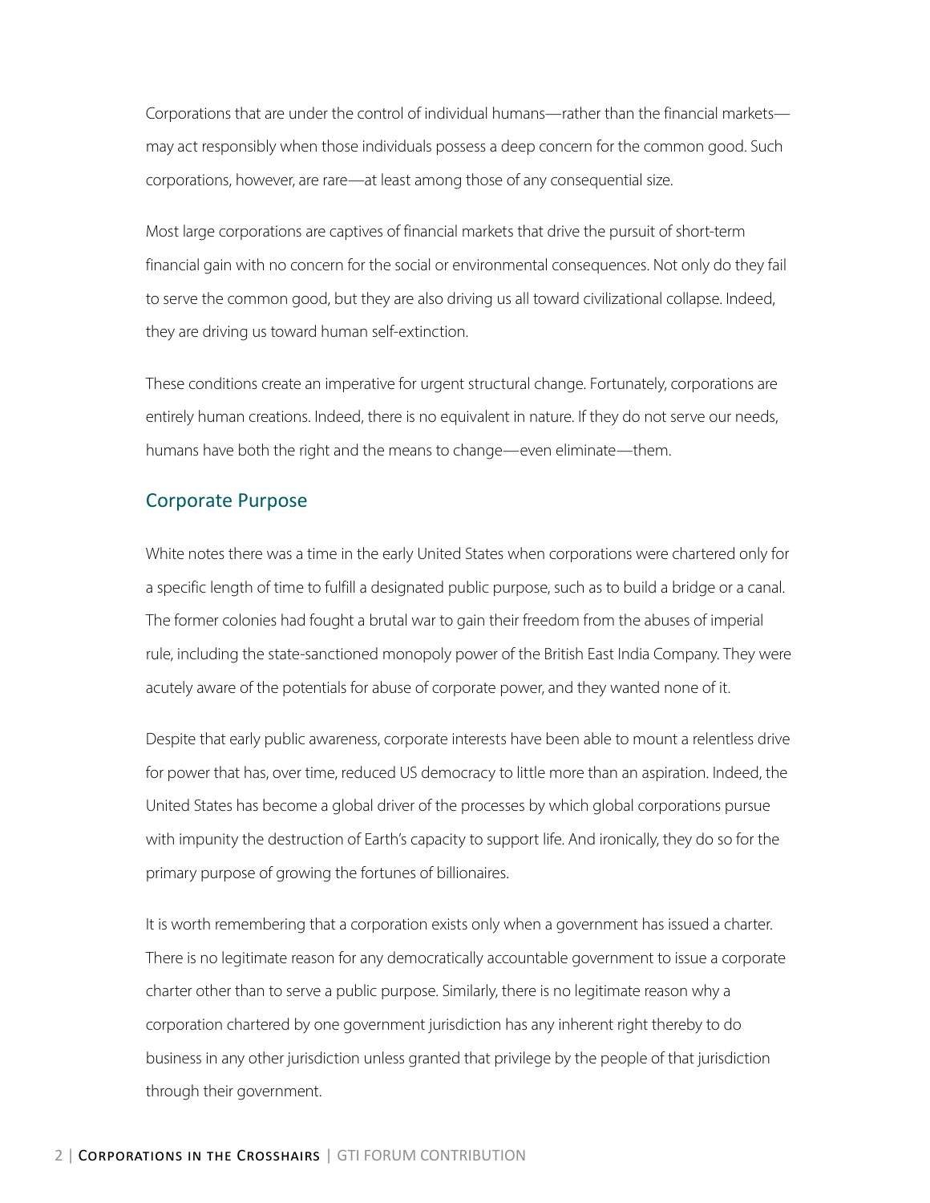Corporations that are under the control of individual humans—rather than the financial markets—may act responsibly when those individuals possess a deep concern for the common good. Such corporations, however, are rare—at least among those of any consequential size.

Most large corporations are captives of financial markets that drive the pursuit of short-term financial gain with no concern for the social or environmental consequences. Not only do they fail to serve the common good, but they are also driving us all toward civilizational collapse. Indeed, they are driving us toward human self-extinction.

These conditions create an imperative for urgent structural change. Fortunately, corporations are entirely human creations. Indeed, there is no equivalent in nature. If they do not serve our needs, humans have both the right and the means to change—even eliminate—them.

## Corporate Purpose

White notes there was a time in the early United States when corporations were chartered only for a specific length of time to fulfill a designated public purpose, such as to build a bridge or a canal. The former colonies had fought a brutal war to gain their freedom from the abuses of imperial rule, including the state-sanctioned monopoly power of the British East India Company. They were acutely aware of the potentials for abuse of corporate power, and they wanted none of it.

Despite that early public awareness, corporate interests have been able to mount a relentless drive for power that has, over time, reduced US democracy to little more than an aspiration. Indeed, the United States has become a global driver of the processes by which global corporations pursue with impunity the destruction of Earth's capacity to support life. And ironically, they do so for the primary purpose of growing the fortunes of billionaires.

It is worth remembering that a corporation exists only when a government has issued a charter. There is no legitimate reason for any democratically accountable government to issue a corporate charter other than to serve a public purpose. Similarly, there is no legitimate reason why a corporation chartered by one government jurisdiction has any inherent right thereby to do business in any other jurisdiction unless granted that privilege by the people of that jurisdiction through their government.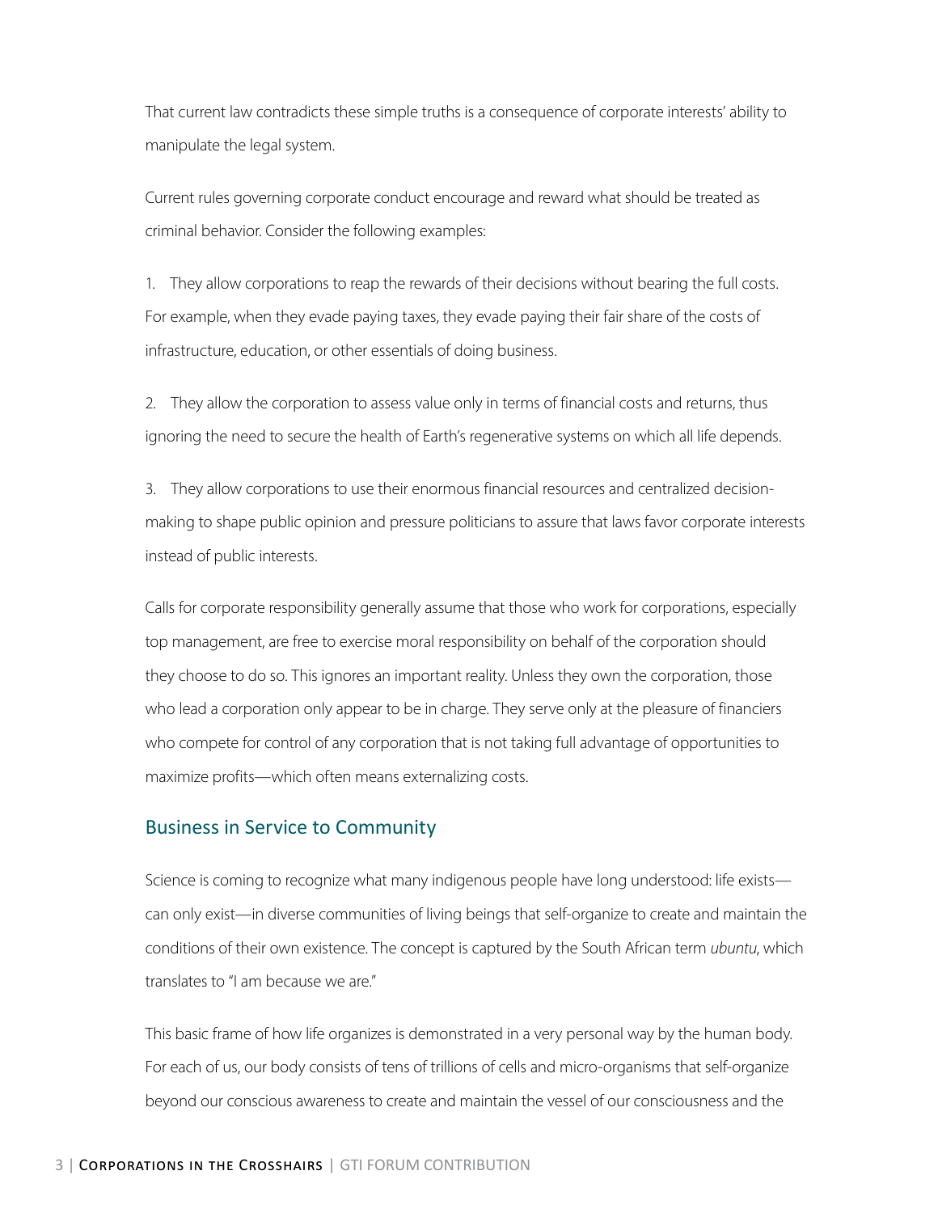That current law contradicts these simple truths is a consequence of corporate interests' ability to manipulate the legal system.

Current rules governing corporate conduct encourage and reward what should be treated as criminal behavior. Consider the following examples:

1. They allow corporations to reap the rewards of their decisions without bearing the full costs. For example, when they evade paying taxes, they evade paying their fair share of the costs of infrastructure, education, or other essentials of doing business.

2. They allow the corporation to assess value only in terms of financial costs and returns, thus ignoring the need to secure the health of Earth's regenerative systems on which all life depends.

3. They allow corporations to use their enormous financial resources and centralized decision-making to shape public opinion and pressure politicians to assure that laws favor corporate interests instead of public interests.

Calls for corporate responsibility generally assume that those who work for corporations, especially top management, are free to exercise moral responsibility on behalf of the corporation should they choose to do so. This ignores an important reality. Unless they own the corporation, those who lead a corporation only appear to be in charge. They serve only at the pleasure of financiers who compete for control of any corporation that is not taking full advantage of opportunities to maximize profits—which often means externalizing costs.

## Business in Service to Community

Science is coming to recognize what many indigenous people have long understood: life exists—can only exist—in diverse communities of living beings that self-organize to create and maintain the conditions of their own existence. The concept is captured by the South African term *ubuntu*, which translates to "I am because we are."

This basic frame of how life organizes is demonstrated in a very personal way by the human body. For each of us, our body consists of tens of trillions of cells and micro-organisms that self-organize beyond our conscious awareness to create and maintain the vessel of our consciousness and the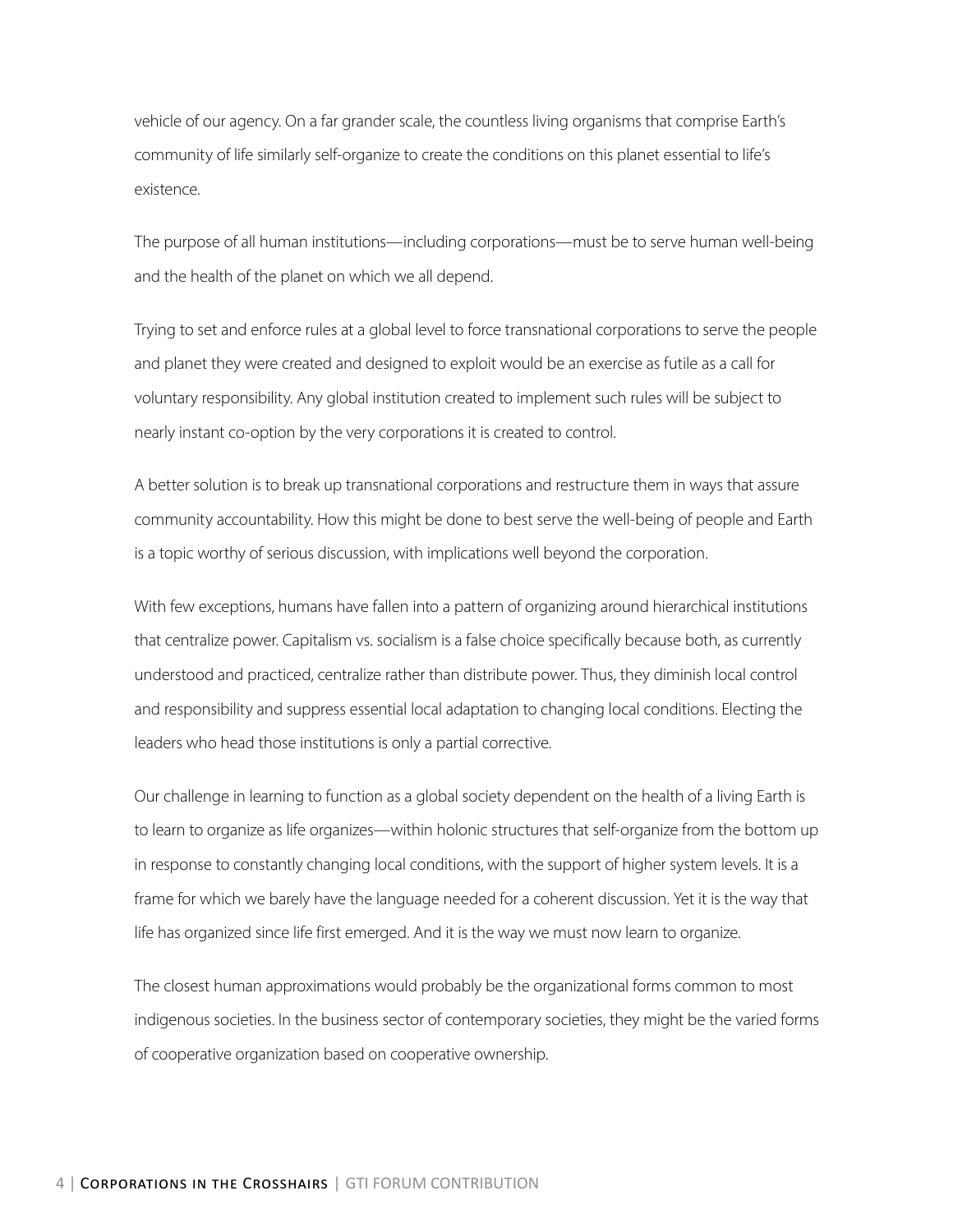vehicle of our agency. On a far grander scale, the countless living organisms that comprise Earth's community of life similarly self-organize to create the conditions on this planet essential to life's existence.

The purpose of all human institutions—including corporations—must be to serve human well-being and the health of the planet on which we all depend.

Trying to set and enforce rules at a global level to force transnational corporations to serve the people and planet they were created and designed to exploit would be an exercise as futile as a call for voluntary responsibility. Any global institution created to implement such rules will be subject to nearly instant co-option by the very corporations it is created to control.

A better solution is to break up transnational corporations and restructure them in ways that assure community accountability. How this might be done to best serve the well-being of people and Earth is a topic worthy of serious discussion, with implications well beyond the corporation.

With few exceptions, humans have fallen into a pattern of organizing around hierarchical institutions that centralize power. Capitalism vs. socialism is a false choice specifically because both, as currently understood and practiced, centralize rather than distribute power. Thus, they diminish local control and responsibility and suppress essential local adaptation to changing local conditions. Electing the leaders who head those institutions is only a partial corrective.

Our challenge in learning to function as a global society dependent on the health of a living Earth is to learn to organize as life organizes—within holonic structures that self-organize from the bottom up in response to constantly changing local conditions, with the support of higher system levels. It is a frame for which we barely have the language needed for a coherent discussion. Yet it is the way that life has organized since life first emerged. And it is the way we must now learn to organize.

The closest human approximations would probably be the organizational forms common to most indigenous societies. In the business sector of contemporary societies, they might be the varied forms of cooperative organization based on cooperative ownership.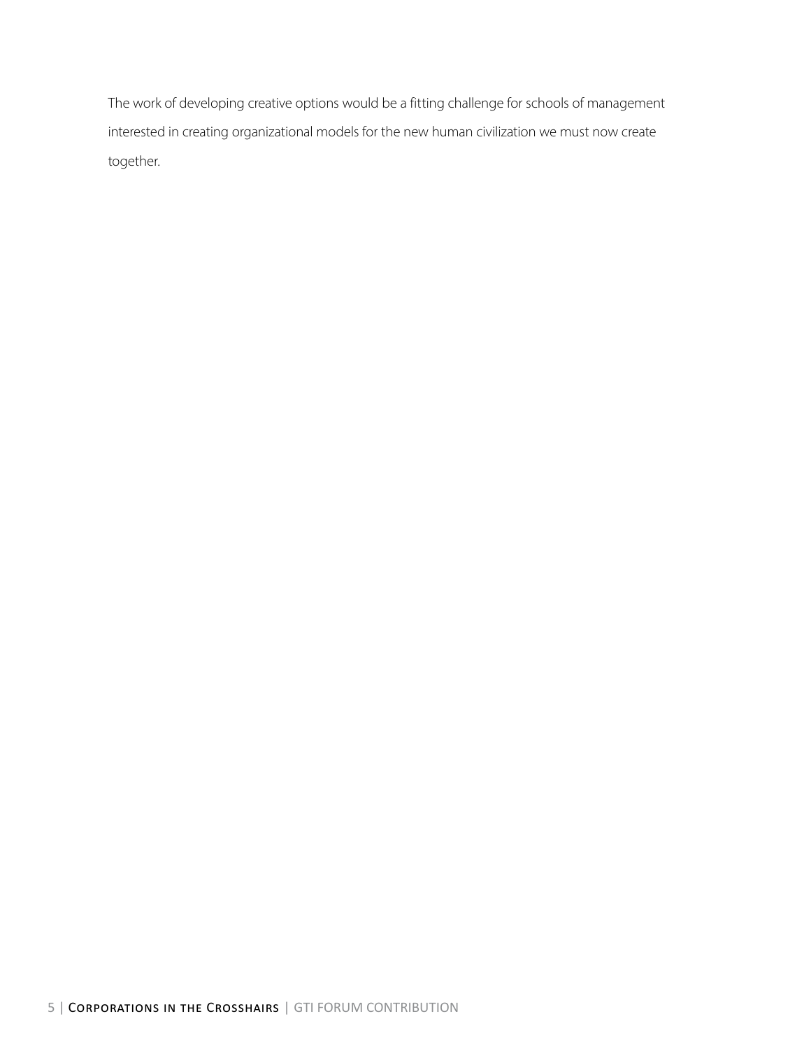The work of developing creative options would be a fitting challenge for schools of management interested in creating organizational models for the new human civilization we must now create together.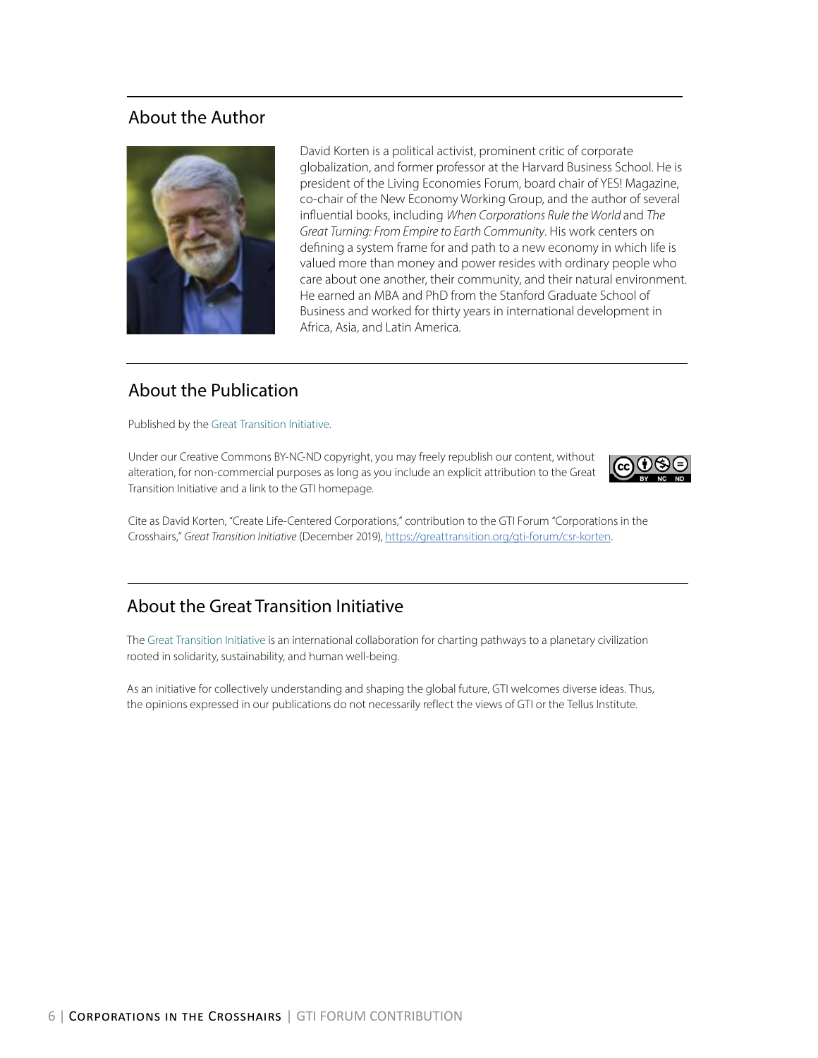## About the Author

David Korten is a political activist, prominent critic of corporate globalization, and former professor at the Harvard Business School. He is president of the Living Economies Forum, board chair of YES! Magazine, co-chair of the New Economy Working Group, and the author of several influential books, including *When Corporations Rule the World* and *The Great Turning: From Empire to Earth Community*. His work centers on defining a system frame for and path to a new economy in which life is valued more than money and power resides with ordinary people who care about one another, their community, and their natural environment. He earned an MBA and PhD from the Stanford Graduate School of Business and worked for thirty years in international development in Africa, Asia, and Latin America.

## About the Publication

Published by the Great Transition Initiative.

Under our Creative Commons BY-NC-ND copyright, you may freely republish our content, without alteration, for non-commercial purposes as long as you include an explicit attribution to the Great Transition Initiative and a link to the GTI homepage.

Cite as David Korten, "Create Life-Centered Corporations," contribution to the GTI Forum "Corporations in the Crosshairs," *Great Transition Initiative* (December 2019), https://greattransition.org/gti-forum/csr-korten.

## About the Great Transition Initiative

The Great Transition Initiative is an international collaboration for charting pathways to a planetary civilization rooted in solidarity, sustainability, and human well-being.

As an initiative for collectively understanding and shaping the global future, GTI welcomes diverse ideas. Thus, the opinions expressed in our publications do not necessarily reflect the views of GTI or the Tellus Institute.